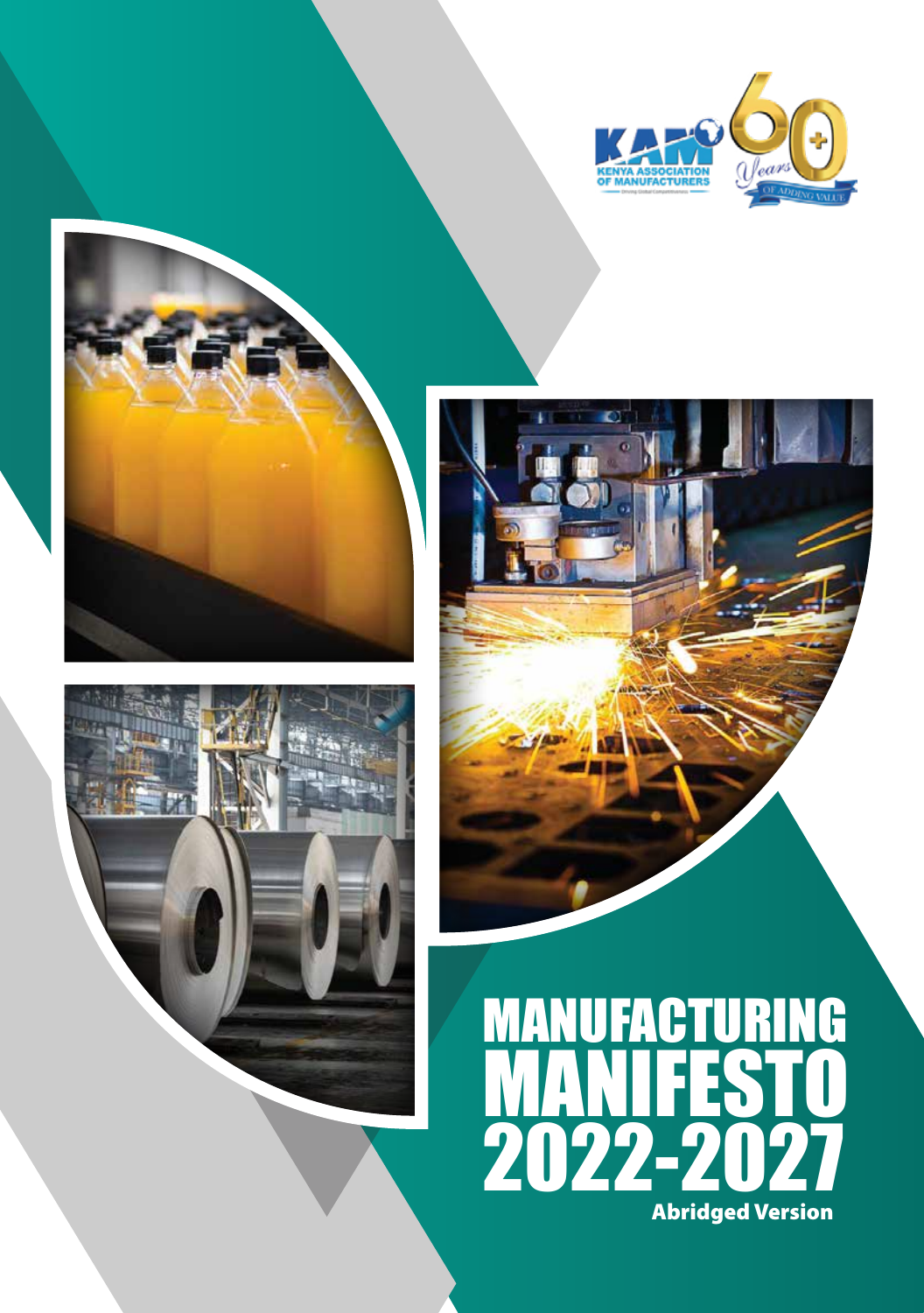KENYA ASSOCIATION OF MANUFACTURERS

60 Years OF ADDING VALUE

# MANUFACTURING MANIFESTO 2022-2027

**Abridged Version**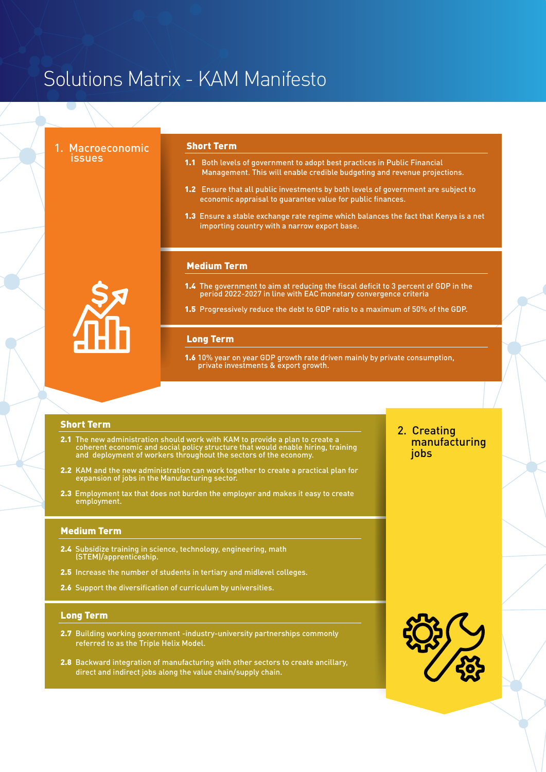# Solutions Matrix - KAM Manifesto

## 1. Macroeconomic issues

### Short Term

**1.1** Both levels of government to adopt best practices in Public Financial Management. This will enable credible budgeting and revenue projections.

**1.2** Ensure that all public investments by both levels of government are subject to economic appraisal to guarantee value for public finances.

**1.3** Ensure a stable exchange rate regime which balances the fact that Kenya is a net importing country with a narrow export base.

### Medium Term

**1.4** The government to aim at reducing the fiscal deficit to 3 percent of GDP in the period 2022-2027 in line with EAC monetary convergence criteria

**1.5** Progressively reduce the debt to GDP ratio to a maximum of 50% of the GDP.

### Long Term

**1.6** 10% year on year GDP growth rate driven mainly by private consumption, private investments & export growth.

## 2. Creating manufacturing jobs

### Short Term

**2.1** The new administration should work with KAM to provide a plan to create a coherent economic and social policy structure that would enable hiring, training and deployment of workers throughout the sectors of the economy.

**2.2** KAM and the new administration can work together to create a practical plan for expansion of jobs in the Manufacturing sector.

**2.3** Employment tax that does not burden the employer and makes it easy to create employment.

### Medium Term

**2.4** Subsidize training in science, technology, engineering, math (STEM)/apprenticeship.

**2.5** Increase the number of students in tertiary and midlevel colleges.

**2.6** Support the diversification of curriculum by universities.

### Long Term

**2.7** Building working government -industry-university partnerships commonly referred to as the Triple Helix Model.

**2.8** Backward integration of manufacturing with other sectors to create ancillary, direct and indirect jobs along the value chain/supply chain.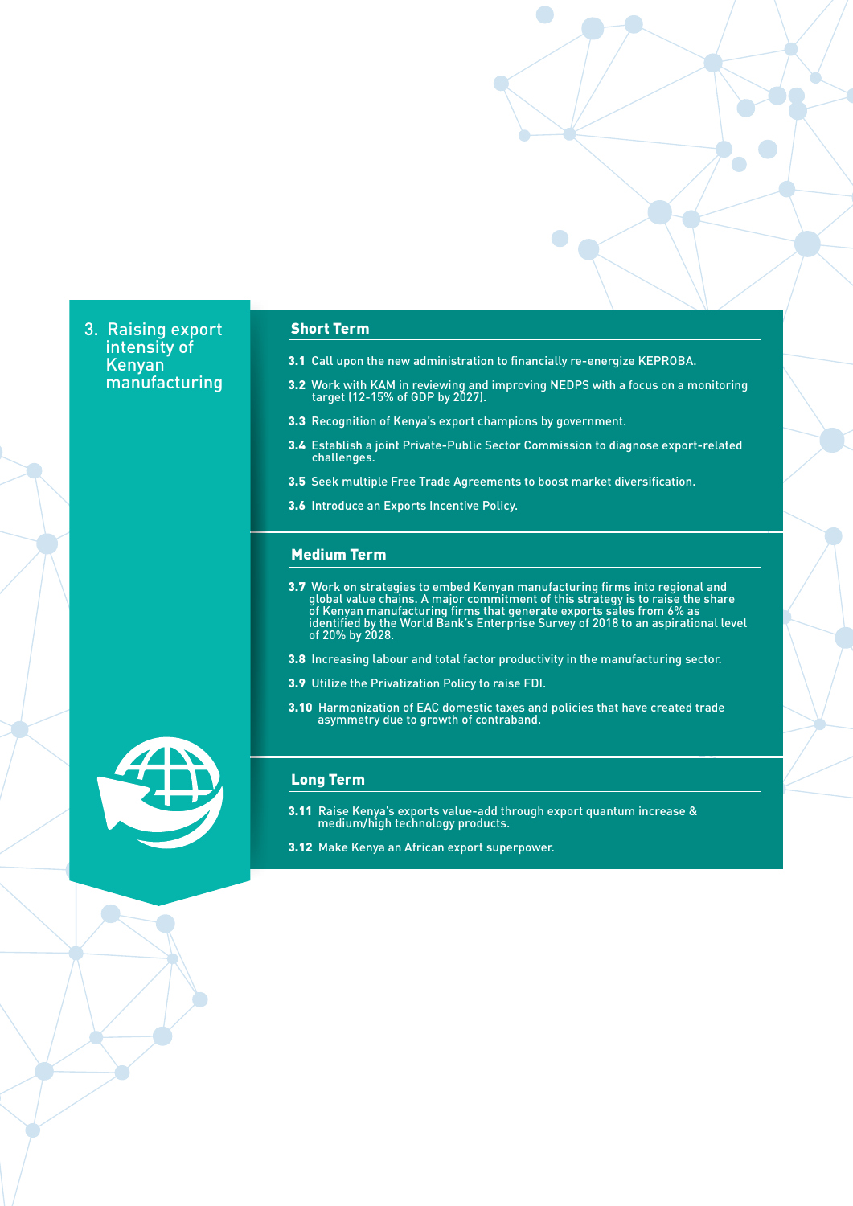## 3. Raising export intensity of Kenyan manufacturing

### Short Term

**3.1** Call upon the new administration to financially re-energize KEPROBA.

**3.2** Work with KAM in reviewing and improving NEDPS with a focus on a monitoring target (12-15% of GDP by 2027).

**3.3** Recognition of Kenya's export champions by government.

**3.4** Establish a joint Private-Public Sector Commission to diagnose export-related challenges.

**3.5** Seek multiple Free Trade Agreements to boost market diversification.

**3.6** Introduce an Exports Incentive Policy.

### Medium Term

**3.7** Work on strategies to embed Kenyan manufacturing firms into regional and global value chains. A major commitment of this strategy is to raise the share of Kenyan manufacturing firms that generate exports sales from 6% as identified by the World Bank's Enterprise Survey of 2018 to an aspirational level of 20% by 2028.

**3.8** Increasing labour and total factor productivity in the manufacturing sector.

**3.9** Utilize the Privatization Policy to raise FDI.

**3.10** Harmonization of EAC domestic taxes and policies that have created trade asymmetry due to growth of contraband.

### Long Term

**3.11** Raise Kenya's exports value-add through export quantum increase & medium/high technology products.

**3.12** Make Kenya an African export superpower.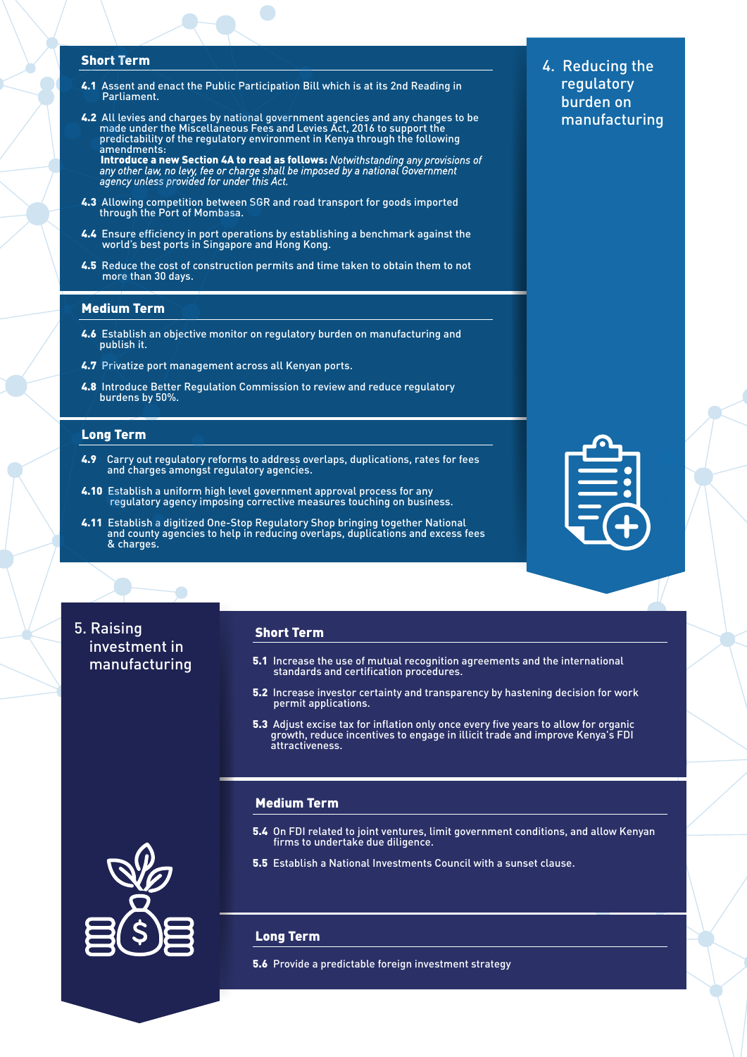## 4. Reducing the regulatory burden on manufacturing

### Short Term

**4.1** Assent and enact the Public Participation Bill which is at its 2nd Reading in Parliament.

**4.2** All levies and charges by national government agencies and any changes to be made under the Miscellaneous Fees and Levies Act, 2016 to support the predictability of the regulatory environment in Kenya through the following amendments:
**Introduce a new Section 4A to read as follows:** *Notwithstanding any provisions of any other law, no levy, fee or charge shall be imposed by a national Government agency unless provided for under this Act.*

**4.3** Allowing competition between SGR and road transport for goods imported through the Port of Mombasa.

**4.4** Ensure efficiency in port operations by establishing a benchmark against the world's best ports in Singapore and Hong Kong.

**4.5** Reduce the cost of construction permits and time taken to obtain them to not more than 30 days.

### Medium Term

**4.6** Establish an objective monitor on regulatory burden on manufacturing and publish it.

**4.7** Privatize port management across all Kenyan ports.

**4.8** Introduce Better Regulation Commission to review and reduce regulatory burdens by 50%.

### Long Term

**4.9** Carry out regulatory reforms to address overlaps, duplications, rates for fees and charges amongst regulatory agencies.

**4.10** Establish a uniform high level government approval process for any regulatory agency imposing corrective measures touching on business.

**4.11** Establish a digitized One-Stop Regulatory Shop bringing together National and county agencies to help in reducing overlaps, duplications and excess fees & charges.

## 5. Raising investment in manufacturing

### Short Term

**5.1** Increase the use of mutual recognition agreements and the international standards and certification procedures.

**5.2** Increase investor certainty and transparency by hastening decision for work permit applications.

**5.3** Adjust excise tax for inflation only once every five years to allow for organic growth, reduce incentives to engage in illicit trade and improve Kenya's FDI attractiveness.

### Medium Term

**5.4** On FDI related to joint ventures, limit government conditions, and allow Kenyan firms to undertake due diligence.

**5.5** Establish a National Investments Council with a sunset clause.

### Long Term

**5.6** Provide a predictable foreign investment strategy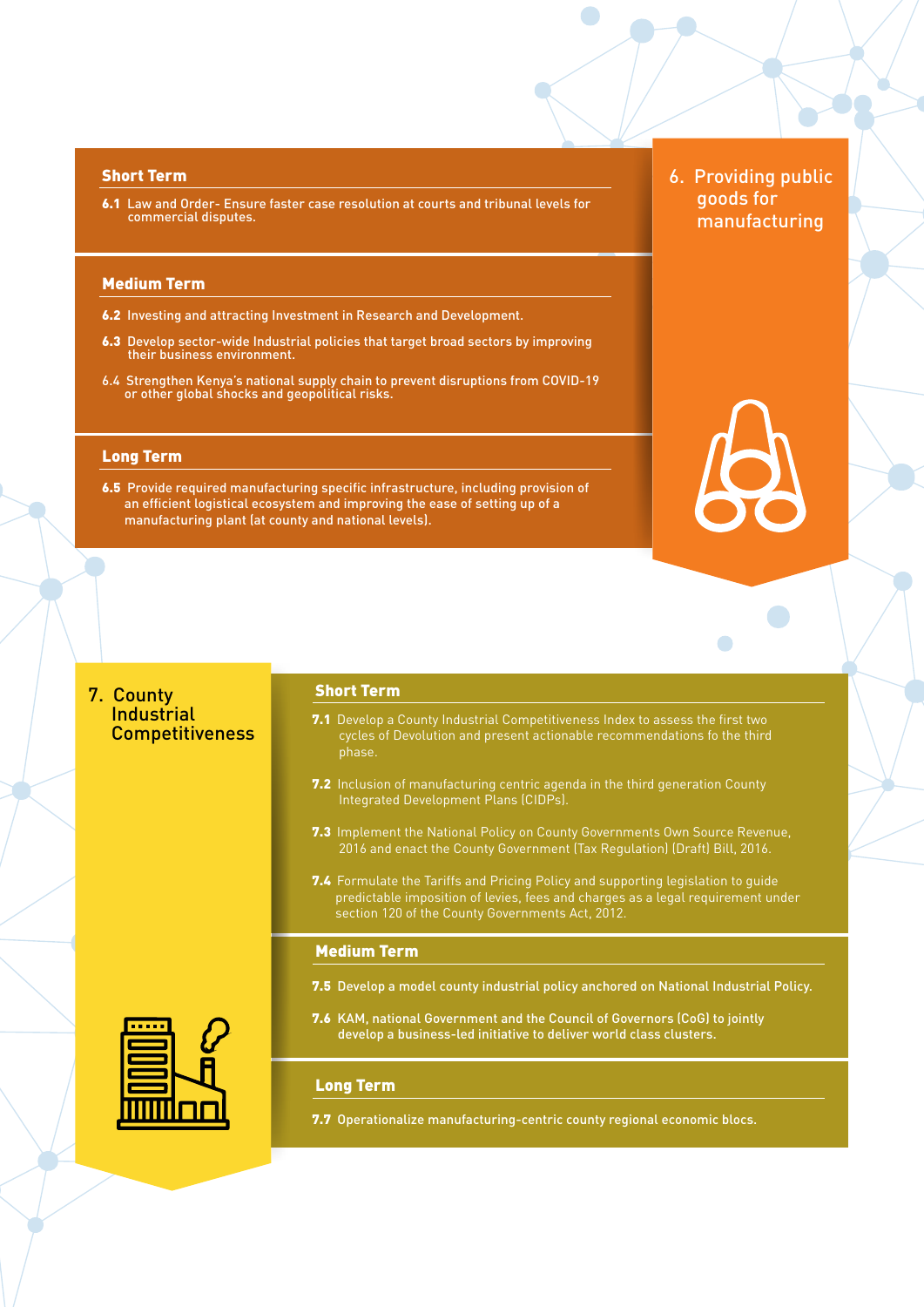## 6. Providing public goods for manufacturing

### Short Term

**6.1** Law and Order- Ensure faster case resolution at courts and tribunal levels for commercial disputes.

### Medium Term

**6.2** Investing and attracting Investment in Research and Development.

**6.3** Develop sector-wide Industrial policies that target broad sectors by improving their business environment.

6.4 Strengthen Kenya's national supply chain to prevent disruptions from COVID-19 or other global shocks and geopolitical risks.

### Long Term

**6.5** Provide required manufacturing specific infrastructure, including provision of an efficient logistical ecosystem and improving the ease of setting up of a manufacturing plant (at county and national levels).

## 7. County Industrial Competitiveness

### Short Term

**7.1** Develop a County Industrial Competitiveness Index to assess the first two cycles of Devolution and present actionable recommendations fo the third phase.

**7.2** Inclusion of manufacturing centric agenda in the third generation County Integrated Development Plans (CIDPs).

**7.3** Implement the National Policy on County Governments Own Source Revenue, 2016 and enact the County Government (Tax Regulation) (Draft) Bill, 2016.

**7.4** Formulate the Tariffs and Pricing Policy and supporting legislation to guide predictable imposition of levies, fees and charges as a legal requirement under section 120 of the County Governments Act, 2012.

### Medium Term

**7.5** Develop a model county industrial policy anchored on National Industrial Policy.

**7.6** KAM, national Government and the Council of Governors (CoG) to jointly develop a business-led initiative to deliver world class clusters.

### Long Term

**7.7** Operationalize manufacturing-centric county regional economic blocs.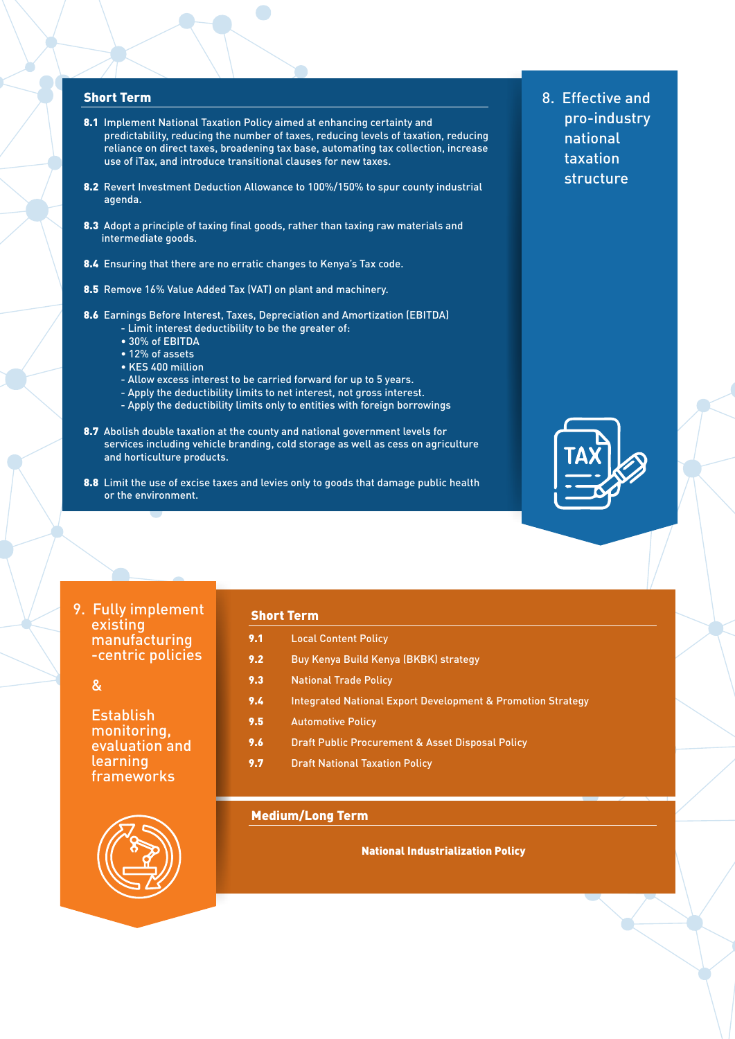## 8. Effective and pro-industry national taxation structure

### Short Term

**8.1** Implement National Taxation Policy aimed at enhancing certainty and predictability, reducing the number of taxes, reducing levels of taxation, reducing reliance on direct taxes, broadening tax base, automating tax collection, increase use of iTax, and introduce transitional clauses for new taxes.

**8.2** Revert Investment Deduction Allowance to 100%/150% to spur county industrial agenda.

**8.3** Adopt a principle of taxing final goods, rather than taxing raw materials and intermediate goods.

**8.4** Ensuring that there are no erratic changes to Kenya's Tax code.

**8.5** Remove 16% Value Added Tax (VAT) on plant and machinery.

**8.6** Earnings Before Interest, Taxes, Depreciation and Amortization (EBITDA)

- Limit interest deductibility to be the greater of:
  - 30% of EBITDA
  - 12% of assets
  - KES 400 million
- Allow excess interest to be carried forward for up to 5 years.
- Apply the deductibility limits to net interest, not gross interest.
- Apply the deductibility limits only to entities with foreign borrowings

**8.7** Abolish double taxation at the county and national government levels for services including vehicle branding, cold storage as well as cess on agriculture and horticulture products.

**8.8** Limit the use of excise taxes and levies only to goods that damage public health or the environment.

## 9. Fully implement existing manufacturing-centric policies & Establish monitoring, evaluation and learning frameworks

### Short Term

**9.1** Local Content Policy

**9.2** Buy Kenya Build Kenya (BKBK) strategy

**9.3** National Trade Policy

**9.4** Integrated National Export Development & Promotion Strategy

**9.5** Automotive Policy

**9.6** Draft Public Procurement & Asset Disposal Policy

**9.7** Draft National Taxation Policy

### Medium/Long Term

**National Industrialization Policy**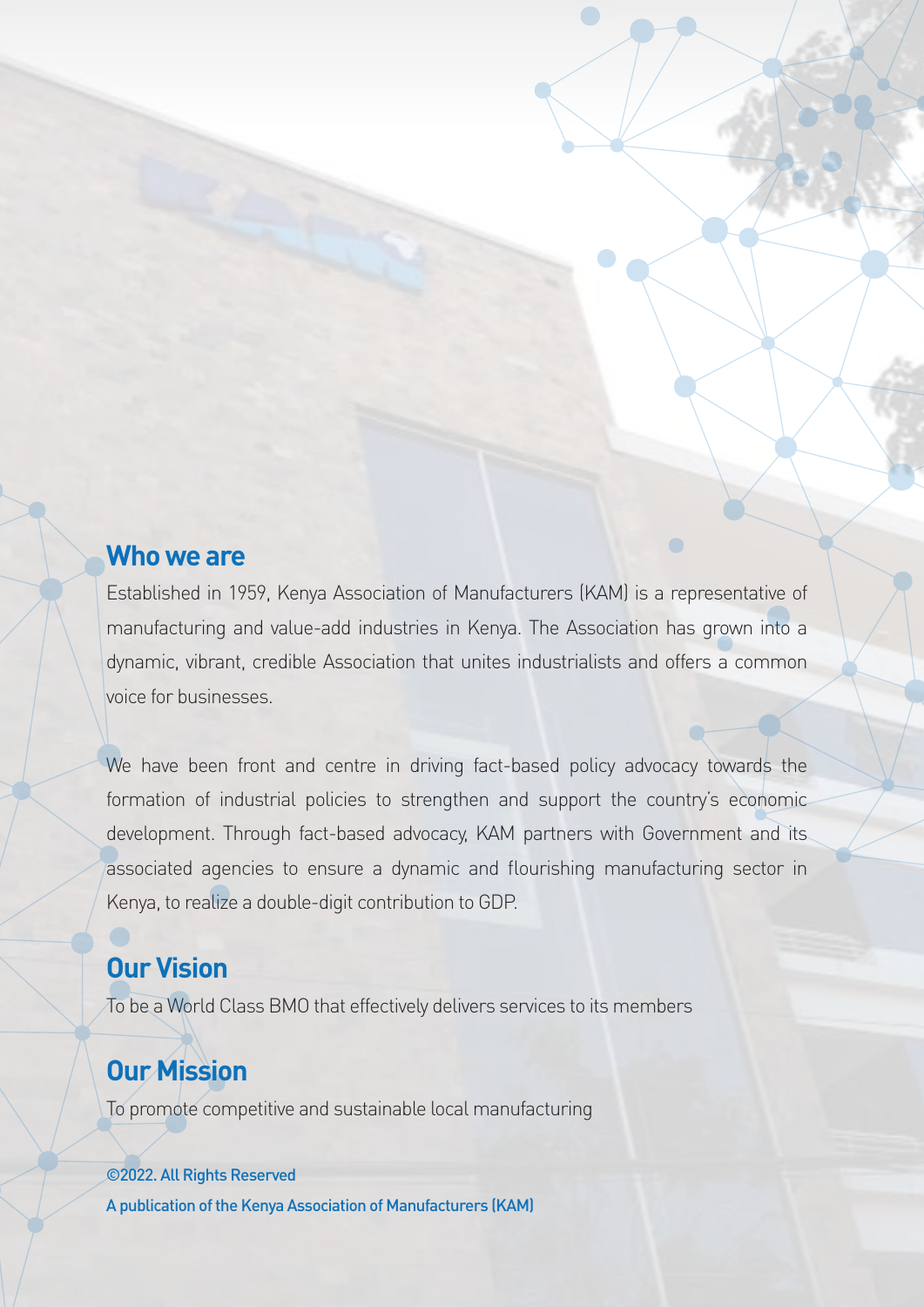## Who we are

Established in 1959, Kenya Association of Manufacturers (KAM) is a representative of manufacturing and value-add industries in Kenya. The Association has grown into a dynamic, vibrant, credible Association that unites industrialists and offers a common voice for businesses.

We have been front and centre in driving fact-based policy advocacy towards the formation of industrial policies to strengthen and support the country's economic development. Through fact-based advocacy, KAM partners with Government and its associated agencies to ensure a dynamic and flourishing manufacturing sector in Kenya, to realize a double-digit contribution to GDP.

## Our Vision

To be a World Class BMO that effectively delivers services to its members

## Our Mission

To promote competitive and sustainable local manufacturing

©2022. All Rights Reserved

A publication of the Kenya Association of Manufacturers (KAM)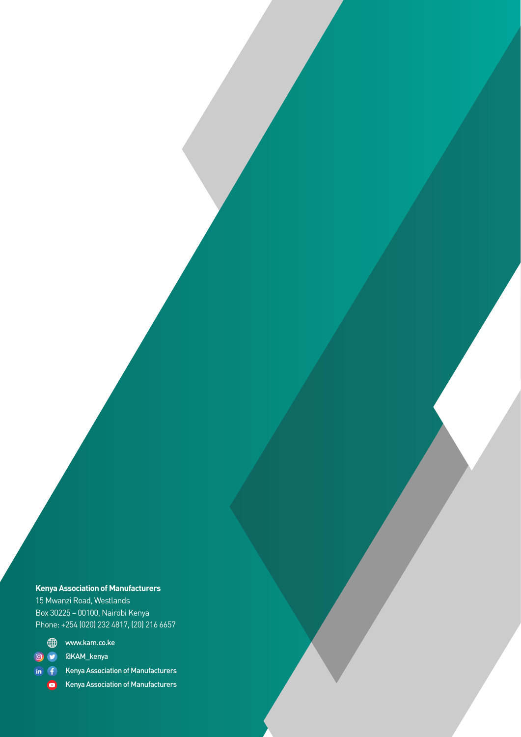**Kenya Association of Manufacturers**

15 Mwanzi Road, Westlands
Box 30225 – 00100, Nairobi Kenya
Phone: +254 (020) 232 4817, (20) 216 6657

www.kam.co.ke
@KAM_kenya
Kenya Association of Manufacturers
Kenya Association of Manufacturers